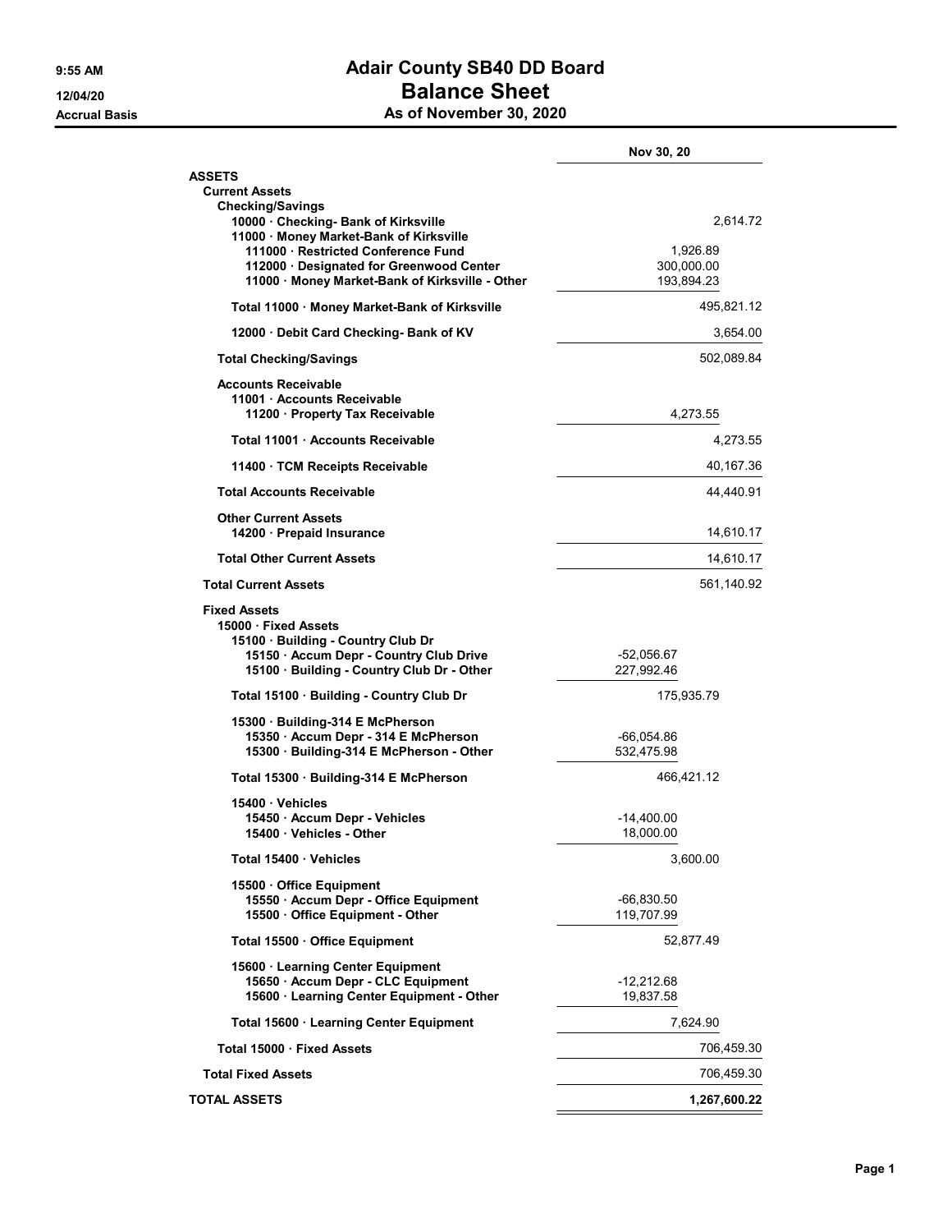# Adair County SB40 DD Board

## Balance Sheet

### As of November 30, 2020

9:55 AM
12/04/20
Accrual Basis

| | | Nov 30, 20 |
|---|---|---|
| **ASSETS** | | |
| **Current Assets** | | |
| **Checking/Savings** | | |
| 10000 · Checking- Bank of Kirksville | | 2,614.72 |
| 11000 · Money Market-Bank of Kirksville | | |
| 111000 · Restricted Conference Fund | 1,926.89 | |
| 112000 · Designated for Greenwood Center | 300,000.00 | |
| 11000 · Money Market-Bank of Kirksville - Other | 193,894.23 | |
| **Total 11000 · Money Market-Bank of Kirksville** | | 495,821.12 |
| 12000 · Debit Card Checking- Bank of KV | | 3,654.00 |
| **Total Checking/Savings** | | 502,089.84 |
| **Accounts Receivable** | | |
| 11001 · Accounts Receivable | | |
| 11200 · Property Tax Receivable | 4,273.55 | |
| **Total 11001 · Accounts Receivable** | | 4,273.55 |
| 11400 · TCM Receipts Receivable | | 40,167.36 |
| **Total Accounts Receivable** | | 44,440.91 |
| **Other Current Assets** | | |
| 14200 · Prepaid Insurance | | 14,610.17 |
| **Total Other Current Assets** | | 14,610.17 |
| **Total Current Assets** | | 561,140.92 |
| **Fixed Assets** | | |
| 15000 · Fixed Assets | | |
| 15100 · Building - Country Club Dr | | |
| 15150 · Accum Depr - Country Club Drive | -52,056.67 | |
| 15100 · Building - Country Club Dr - Other | 227,992.46 | |
| **Total 15100 · Building - Country Club Dr** | 175,935.79 | |
| 15300 · Building-314 E McPherson | | |
| 15350 · Accum Depr - 314 E McPherson | -66,054.86 | |
| 15300 · Building-314 E McPherson - Other | 532,475.98 | |
| **Total 15300 · Building-314 E McPherson** | 466,421.12 | |
| 15400 · Vehicles | | |
| 15450 · Accum Depr - Vehicles | -14,400.00 | |
| 15400 · Vehicles - Other | 18,000.00 | |
| **Total 15400 · Vehicles** | 3,600.00 | |
| 15500 · Office Equipment | | |
| 15550 · Accum Depr - Office Equipment | -66,830.50 | |
| 15500 · Office Equipment - Other | 119,707.99 | |
| **Total 15500 · Office Equipment** | 52,877.49 | |
| 15600 · Learning Center Equipment | | |
| 15650 · Accum Depr - CLC Equipment | -12,212.68 | |
| 15600 · Learning Center Equipment - Other | 19,837.58 | |
| **Total 15600 · Learning Center Equipment** | 7,624.90 | |
| **Total 15000 · Fixed Assets** | | 706,459.30 |
| **Total Fixed Assets** | | 706,459.30 |
| **TOTAL ASSETS** | | **1,267,600.22** |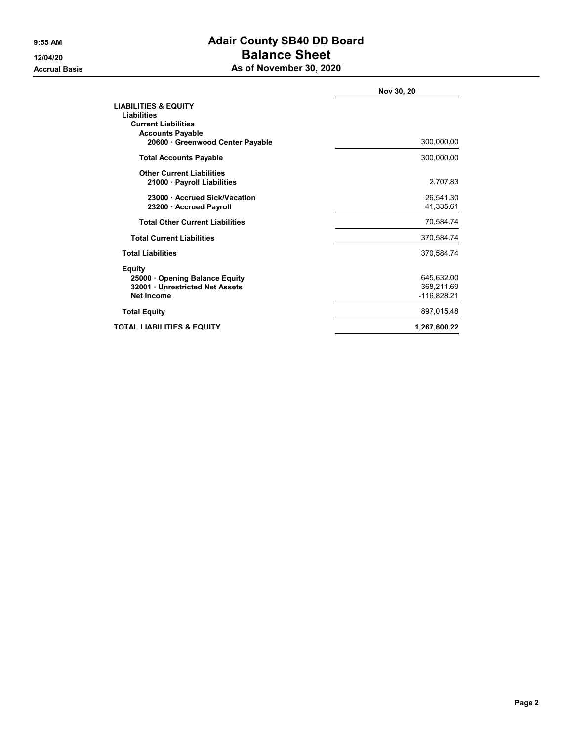# Adair County SB40 DD Board

## Balance Sheet

### As of November 30, 2020

9:55 AM

12/04/20

Accrual Basis

| | Nov 30, 20 |
|---|---|
| **LIABILITIES & EQUITY** | |
| **Liabilities** | |
| **Current Liabilities** | |
| **Accounts Payable** | |
| **20600 · Greenwood Center Payable** | 300,000.00 |
| **Total Accounts Payable** | 300,000.00 |
| **Other Current Liabilities** | |
| **21000 · Payroll Liabilities** | 2,707.83 |
| **23000 · Accrued Sick/Vacation** | 26,541.30 |
| **23200 · Accrued Payroll** | 41,335.61 |
| **Total Other Current Liabilities** | 70,584.74 |
| **Total Current Liabilities** | 370,584.74 |
| **Total Liabilities** | 370,584.74 |
| **Equity** | |
| **25000 · Opening Balance Equity** | 645,632.00 |
| **32001 · Unrestricted Net Assets** | 368,211.69 |
| **Net Income** | -116,828.21 |
| **Total Equity** | 897,015.48 |
| **TOTAL LIABILITIES & EQUITY** | **1,267,600.22** |